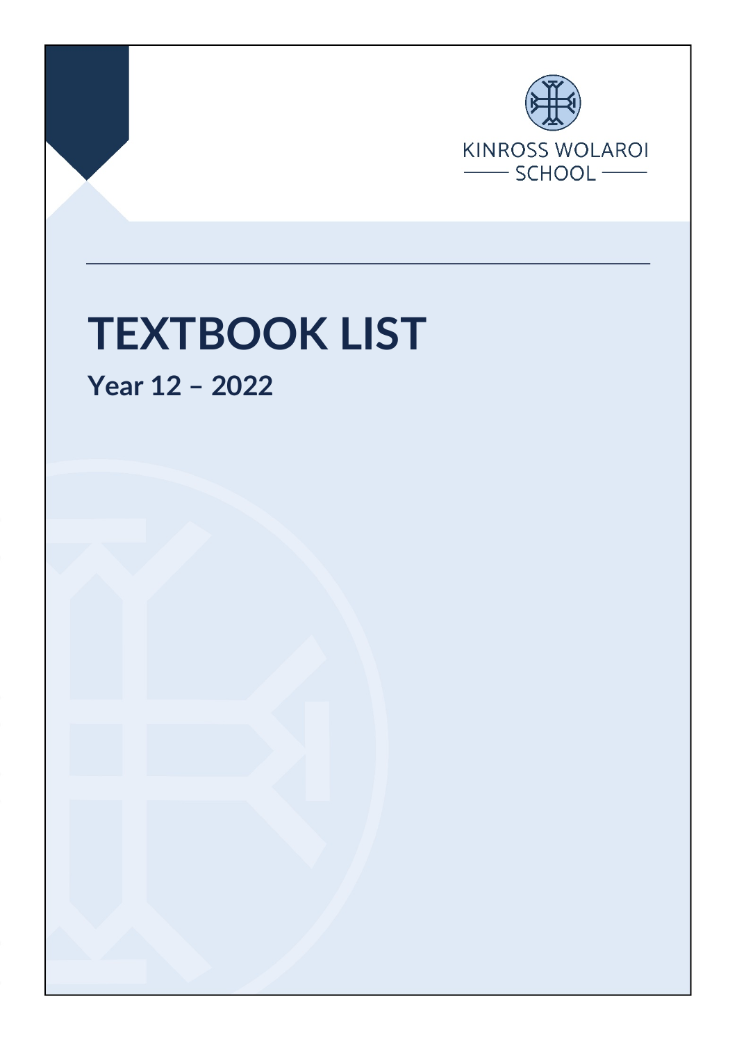KINROSS WOLAROI SCHOOL

# TEXTBOOK LIST

## Year 12 – 2022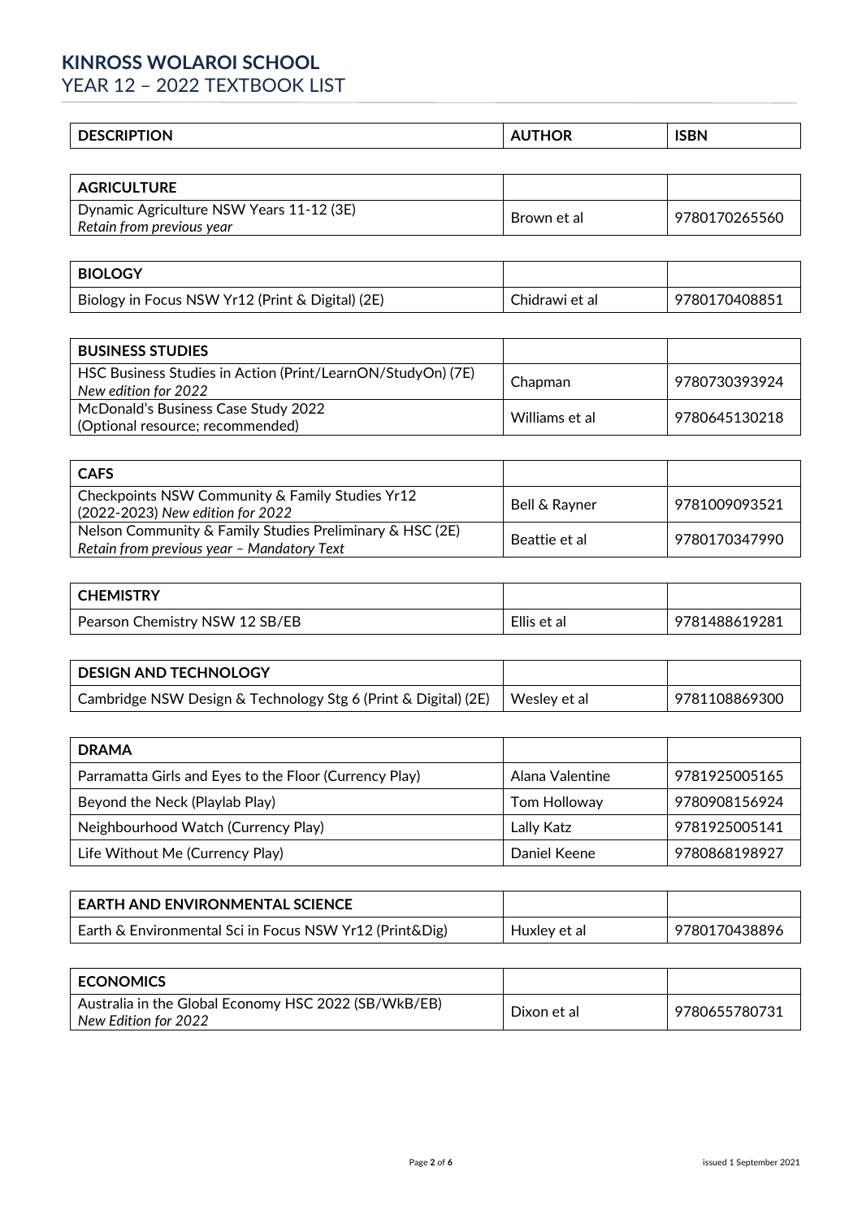# KINROSS WOLAROI SCHOOL
## YEAR 12 – 2022 TEXTBOOK LIST

| DESCRIPTION | AUTHOR | ISBN |
|---|---|---|
| **AGRICULTURE** | | |
| Dynamic Agriculture NSW Years 11-12 (3E) *Retain from previous year* | Brown et al | 9780170265560 |
| **BIOLOGY** | | |
| Biology in Focus NSW Yr12 (Print & Digital) (2E) | Chidrawi et al | 9780170408851 |
| **BUSINESS STUDIES** | | |
| HSC Business Studies in Action (Print/LearnON/StudyOn) (7E) *New edition for 2022* | Chapman | 9780730393924 |
| McDonald's Business Case Study 2022 (Optional resource; recommended) | Williams et al | 9780645130218 |
| **CAFS** | | |
| Checkpoints NSW Community & Family Studies Yr12 (2022-2023) *New edition for 2022* | Bell & Rayner | 9781009093521 |
| Nelson Community & Family Studies Preliminary & HSC (2E) *Retain from previous year – Mandatory Text* | Beattie et al | 9780170347990 |
| **CHEMISTRY** | | |
| Pearson Chemistry NSW 12 SB/EB | Ellis et al | 9781488619281 |
| **DESIGN AND TECHNOLOGY** | | |
| Cambridge NSW Design & Technology Stg 6 (Print & Digital) (2E) | Wesley et al | 9781108869300 |
| **DRAMA** | | |
| Parramatta Girls and Eyes to the Floor (Currency Play) | Alana Valentine | 9781925005165 |
| Beyond the Neck (Playlab Play) | Tom Holloway | 9780908156924 |
| Neighbourhood Watch (Currency Play) | Lally Katz | 9781925005141 |
| Life Without Me (Currency Play) | Daniel Keene | 9780868198927 |
| **EARTH AND ENVIRONMENTAL SCIENCE** | | |
| Earth & Environmental Sci in Focus NSW Yr12 (Print&Dig) | Huxley et al | 9780170438896 |
| **ECONOMICS** | | |
| Australia in the Global Economy HSC 2022 (SB/WkB/EB) *New Edition for 2022* | Dixon et al | 9780655780731 |

issued 1 September 2021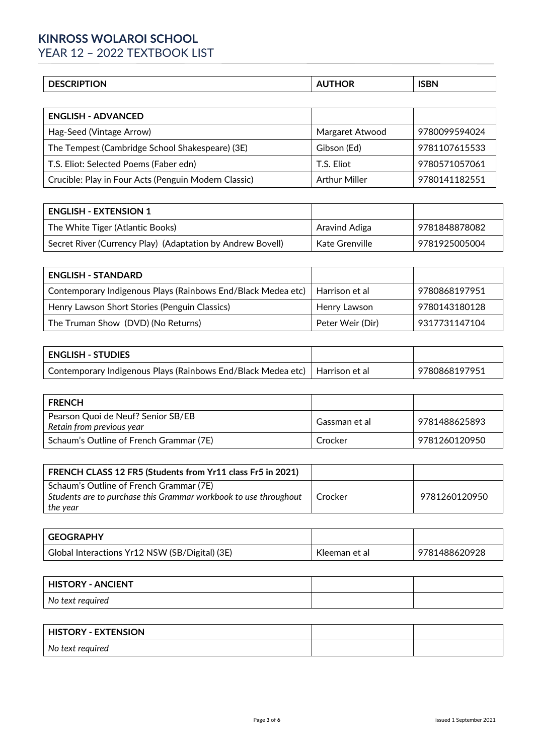# KINROSS WOLAROI SCHOOL

## YEAR 12 – 2022 TEXTBOOK LIST

| DESCRIPTION | AUTHOR | ISBN |
|---|---|---|
| **ENGLISH - ADVANCED** | | |
| Hag-Seed (Vintage Arrow) | Margaret Atwood | 9780099594024 |
| The Tempest (Cambridge School Shakespeare) (3E) | Gibson (Ed) | 9781107615533 |
| T.S. Eliot: Selected Poems (Faber edn) | T.S. Eliot | 9780571057061 |
| Crucible: Play in Four Acts (Penguin Modern Classic) | Arthur Miller | 9780141182551 |
| **ENGLISH - EXTENSION 1** | | |
| The White Tiger (Atlantic Books) | Aravind Adiga | 9781848878082 |
| Secret River (Currency Play) (Adaptation by Andrew Bovell) | Kate Grenville | 9781925005004 |
| **ENGLISH - STANDARD** | | |
| Contemporary Indigenous Plays (Rainbows End/Black Medea etc) | Harrison et al | 9780868197951 |
| Henry Lawson Short Stories (Penguin Classics) | Henry Lawson | 9780143180128 |
| The Truman Show (DVD) (No Returns) | Peter Weir (Dir) | 9317731147104 |
| **ENGLISH - STUDIES** | | |
| Contemporary Indigenous Plays (Rainbows End/Black Medea etc) | Harrison et al | 9780868197951 |
| **FRENCH** | | |
| Pearson Quoi de Neuf? Senior SB/EB<br>*Retain from previous year* | Gassman et al | 9781488625893 |
| Schaum's Outline of French Grammar (7E) | Crocker | 9781260120950 |
| **FRENCH CLASS 12 FR5 (Students from Yr11 class Fr5 in 2021)** | | |
| Schaum's Outline of French Grammar (7E)<br>*Students are to purchase this Grammar workbook to use throughout the year* | Crocker | 9781260120950 |
| **GEOGRAPHY** | | |
| Global Interactions Yr12 NSW (SB/Digital) (3E) | Kleeman et al | 9781488620928 |
| **HISTORY - ANCIENT** | | |
| *No text required* | | |
| **HISTORY - EXTENSION** | | |
| *No text required* | | |

issued 1 September 2021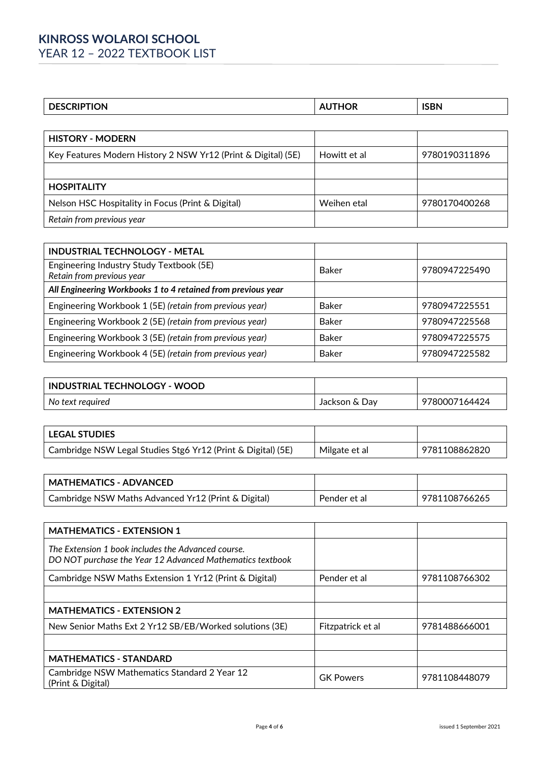# KINROSS WOLAROI SCHOOL

## YEAR 12 – 2022 TEXTBOOK LIST

| DESCRIPTION | AUTHOR | ISBN |
|---|---|---|
| **HISTORY - MODERN** | | |
| Key Features Modern History 2 NSW Yr12 (Print & Digital) (5E) | Howitt et al | 9780190311896 |
| | | |
| **HOSPITALITY** | | |
| Nelson HSC Hospitality in Focus (Print & Digital) | Weihen etal | 9780170400268 |
| *Retain from previous year* | | |
| **INDUSTRIAL TECHNOLOGY - METAL** | | |
| Engineering Industry Study Textbook (5E) *Retain from previous year* | Baker | 9780947225490 |
| ***All Engineering Workbooks 1 to 4 retained from previous year*** | | |
| Engineering Workbook 1 (5E) *(retain from previous year)* | Baker | 9780947225551 |
| Engineering Workbook 2 (5E) *(retain from previous year)* | Baker | 9780947225568 |
| Engineering Workbook 3 (5E) *(retain from previous year)* | Baker | 9780947225575 |
| Engineering Workbook 4 (5E) *(retain from previous year)* | Baker | 9780947225582 |
| **INDUSTRIAL TECHNOLOGY - WOOD** | | |
| *No text required* | Jackson & Day | 9780007164424 |
| **LEGAL STUDIES** | | |
| Cambridge NSW Legal Studies Stg6 Yr12 (Print & Digital) (5E) | Milgate et al | 9781108862820 |
| **MATHEMATICS - ADVANCED** | | |
| Cambridge NSW Maths Advanced Yr12 (Print & Digital) | Pender et al | 9781108766265 |
| **MATHEMATICS - EXTENSION 1** | | |
| *The Extension 1 book includes the Advanced course. DO NOT purchase the Year 12 Advanced Mathematics textbook* | | |
| Cambridge NSW Maths Extension 1 Yr12 (Print & Digital) | Pender et al | 9781108766302 |
| | | |
| **MATHEMATICS - EXTENSION 2** | | |
| New Senior Maths Ext 2 Yr12 SB/EB/Worked solutions (3E) | Fitzpatrick et al | 9781488666001 |
| | | |
| **MATHEMATICS - STANDARD** | | |
| Cambridge NSW Mathematics Standard 2 Year 12 (Print & Digital) | GK Powers | 9781108448079 |

issued 1 September 2021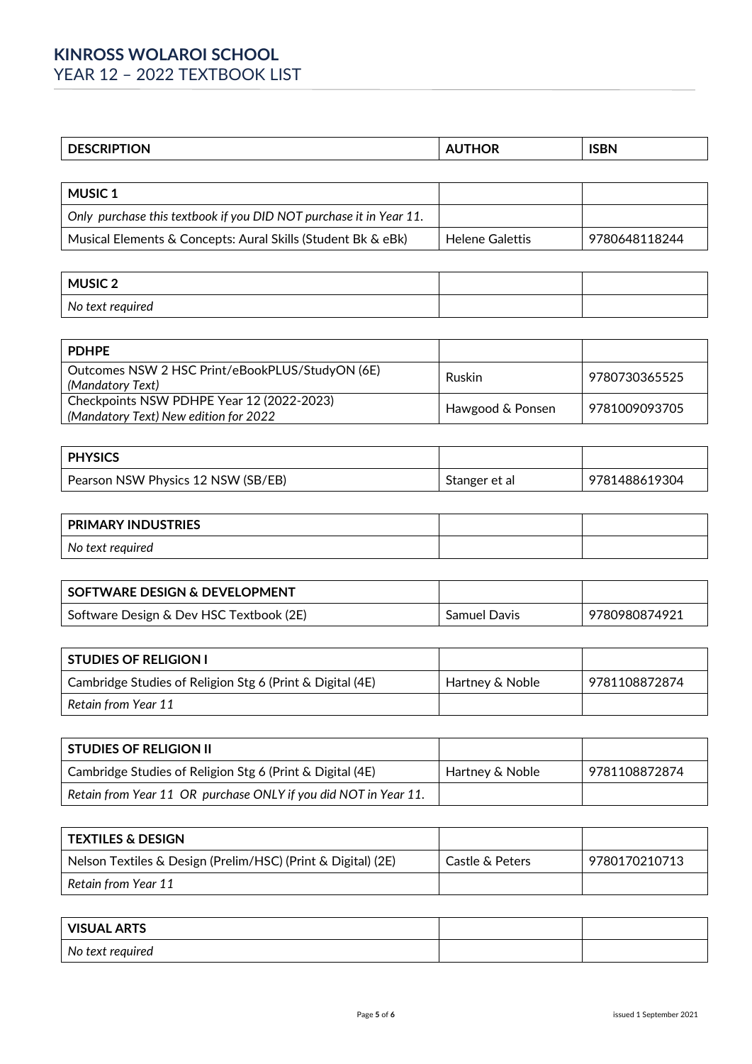# KINROSS WOLAROI SCHOOL

YEAR 12 – 2022 TEXTBOOK LIST

| DESCRIPTION | AUTHOR | ISBN |
|---|---|---|
| **MUSIC 1** | | |
| *Only purchase this textbook if you DID NOT purchase it in Year 11.* | | |
| Musical Elements & Concepts: Aural Skills (Student Bk & eBk) | Helene Galettis | 9780648118244 |
| **MUSIC 2** | | |
| *No text required* | | |
| **PDHPE** | | |
| Outcomes NSW 2 HSC Print/eBookPLUS/StudyON (6E) *(Mandatory Text)* | Ruskin | 9780730365525 |
| Checkpoints NSW PDHPE Year 12 (2022-2023) *(Mandatory Text) New edition for 2022* | Hawgood & Ponsen | 9781009093705 |
| **PHYSICS** | | |
| Pearson NSW Physics 12 NSW (SB/EB) | Stanger et al | 9781488619304 |
| **PRIMARY INDUSTRIES** | | |
| *No text required* | | |
| **SOFTWARE DESIGN & DEVELOPMENT** | | |
| Software Design & Dev HSC Textbook (2E) | Samuel Davis | 9780980874921 |
| **STUDIES OF RELIGION I** | | |
| Cambridge Studies of Religion Stg 6 (Print & Digital (4E) | Hartney & Noble | 9781108872874 |
| *Retain from Year 11* | | |
| **STUDIES OF RELIGION II** | | |
| Cambridge Studies of Religion Stg 6 (Print & Digital (4E) | Hartney & Noble | 9781108872874 |
| *Retain from Year 11 OR purchase ONLY if you did NOT in Year 11.* | | |
| **TEXTILES & DESIGN** | | |
| Nelson Textiles & Design (Prelim/HSC) (Print & Digital) (2E) | Castle & Peters | 9780170210713 |
| *Retain from Year 11* | | |
| **VISUAL ARTS** | | |
| *No text required* | | |

issued 1 September 2021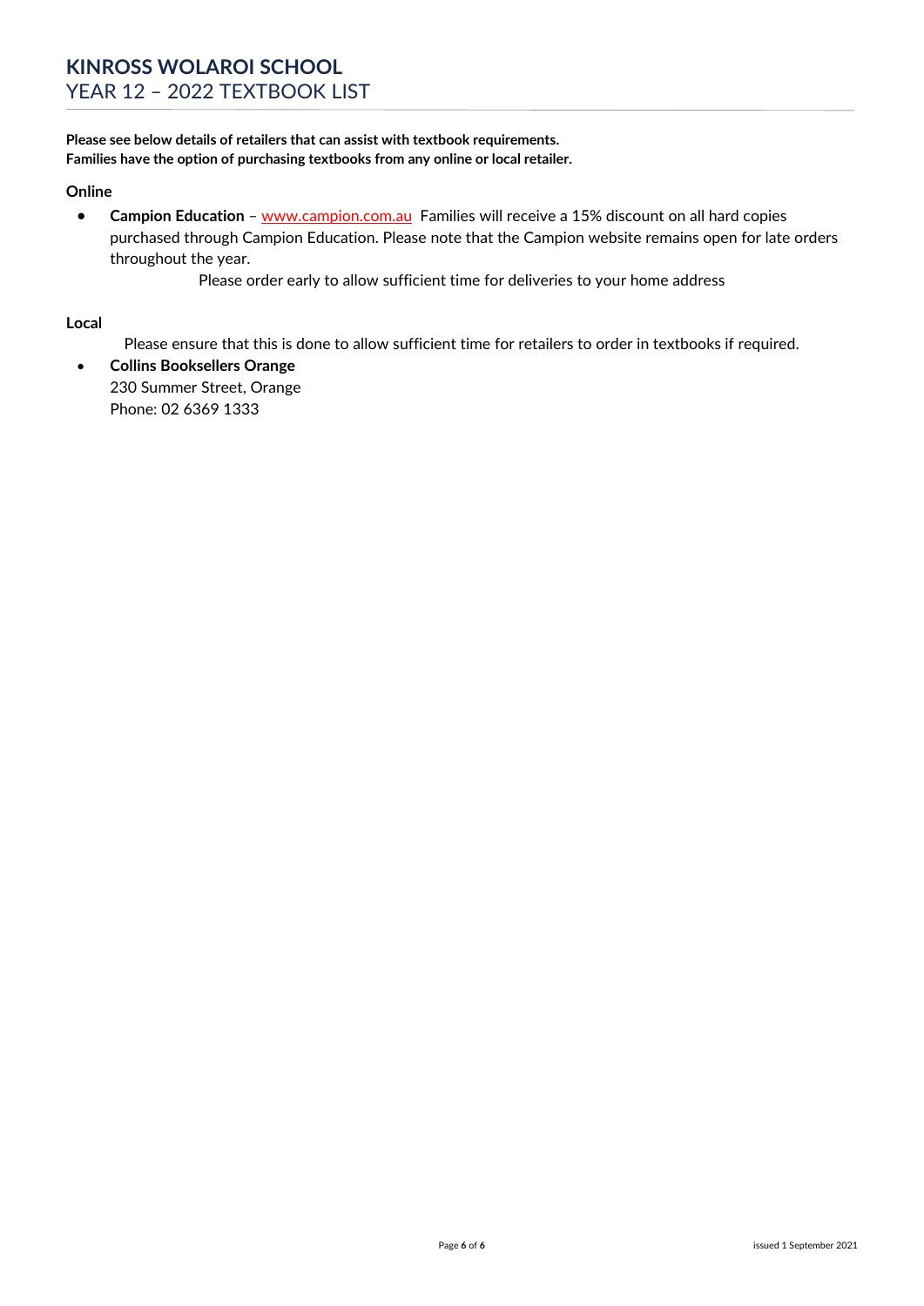# KINROSS WOLAROI SCHOOL
## YEAR 12 – 2022 TEXTBOOK LIST

**Please see below details of retailers that can assist with textbook requirements.**
**Families have the option of purchasing textbooks from any online or local retailer.**

**Online**

- **Campion Education** – www.campion.com.au Families will receive a 15% discount on all hard copies purchased through Campion Education. Please note that the Campion website remains open for late orders throughout the year.

  Please order early to allow sufficient time for deliveries to your home address

**Local**

Please ensure that this is done to allow sufficient time for retailers to order in textbooks if required.

- **Collins Booksellers Orange**
  230 Summer Street, Orange
  Phone: 02 6369 1333

issued 1 September 2021